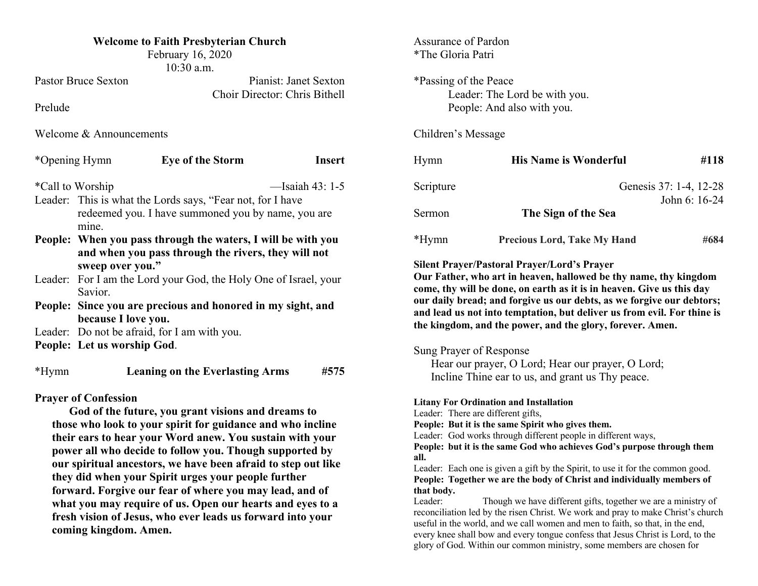**Welcome to Faith Presbyterian Church**
February 16, 2020
10:30 a.m.

Pastor Bruce Sexton — Pianist: Janet Sexton
Choir Director: Chris Bithell

Prelude

Welcome & Announcements

*Opening Hymn — **Eye of the Storm** — **Insert**

*Call to Worship —Isaiah 43: 1-5

Leader: This is what the Lords says, "Fear not, for I have redeemed you. I have summoned you by name, you are mine.

**People: When you pass through the waters, I will be with you and when you pass through the rivers, they will not sweep over you."**

Leader: For I am the Lord your God, the Holy One of Israel, your Savior.

**People: Since you are precious and honored in my sight, and because I love you.**

Leader: Do not be afraid, for I am with you.

**People: Let us worship God**.

*Hymn — **Leaning on the Everlasting Arms** — **#575**

**Prayer of Confession**

**God of the future, you grant visions and dreams to those who look to your spirit for guidance and who incline their ears to hear your Word anew. You sustain with your power all who decide to follow you. Though supported by our spiritual ancestors, we have been afraid to step out like they did when your Spirit urges your people further forward. Forgive our fear of where you may lead, and of what you may require of us. Open our hearts and eyes to a fresh vision of Jesus, who ever leads us forward into your coming kingdom. Amen.**

Assurance of Pardon

*The Gloria Patri

*Passing of the Peace

Leader: The Lord be with you.
People: And also with you.

Children's Message

Hymn — **His Name is Wonderful** — **#118**

Scripture — Genesis 37: 1-4, 12-28
John 6: 16-24

Sermon — **The Sign of the Sea**

*Hymn — **Precious Lord, Take My Hand** — **#684**

**Silent Prayer/Pastoral Prayer/Lord's Prayer**

**Our Father, who art in heaven, hallowed be thy name, thy kingdom come, thy will be done, on earth as it is in heaven. Give us this day our daily bread; and forgive us our debts, as we forgive our debtors; and lead us not into temptation, but deliver us from evil. For thine is the kingdom, and the power, and the glory, forever. Amen.**

Sung Prayer of Response

Hear our prayer, O Lord; Hear our prayer, O Lord;
Incline Thine ear to us, and grant us Thy peace.

**Litany For Ordination and Installation**

Leader: There are different gifts,

**People: But it is the same Spirit who gives them.**

Leader: God works through different people in different ways,

**People: but it is the same God who achieves God's purpose through them all.**

Leader: Each one is given a gift by the Spirit, to use it for the common good.

**People: Together we are the body of Christ and individually members of that body.**

Leader: Though we have different gifts, together we are a ministry of reconciliation led by the risen Christ. We work and pray to make Christ's church useful in the world, and we call women and men to faith, so that, in the end, every knee shall bow and every tongue confess that Jesus Christ is Lord, to the glory of God. Within our common ministry, some members are chosen for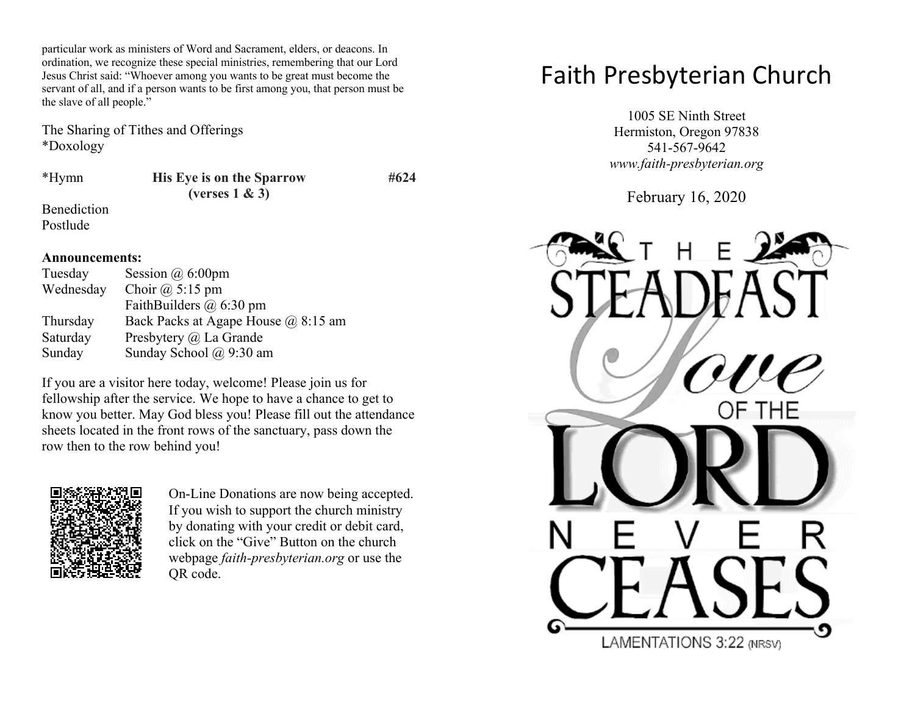particular work as ministers of Word and Sacrament, elders, or deacons. In ordination, we recognize these special ministries, remembering that our Lord Jesus Christ said: "Whoever among you wants to be great must become the servant of all, and if a person wants to be first among you, that person must be the slave of all people."

The Sharing of Tithes and Offerings
*Doxology

*Hymn **His Eye is on the Sparrow** **#624**
**(verses 1 & 3)**

Benediction
Postlude

**Announcements:**

| | |
|---|---|
| Tuesday | Session @ 6:00pm |
| Wednesday | Choir @ 5:15 pm |
| | FaithBuilders @ 6:30 pm |
| Thursday | Back Packs at Agape House @ 8:15 am |
| Saturday | Presbytery @ La Grande |
| Sunday | Sunday School @ 9:30 am |

If you are a visitor here today, welcome! Please join us for fellowship after the service. We hope to have a chance to get to know you better. May God bless you! Please fill out the attendance sheets located in the front rows of the sanctuary, pass down the row then to the row behind you!

On-Line Donations are now being accepted. If you wish to support the church ministry by donating with your credit or debit card, click on the "Give" Button on the church webpage *faith-presbyterian.org* or use the QR code.

# Faith Presbyterian Church

1005 SE Ninth Street
Hermiston, Oregon 97838
541-567-9642
*www.faith-presbyterian.org*

February 16, 2020

THE STEADFAST Love OF THE LORD NEVER CEASES

LAMENTATIONS 3:22 (NRSV)